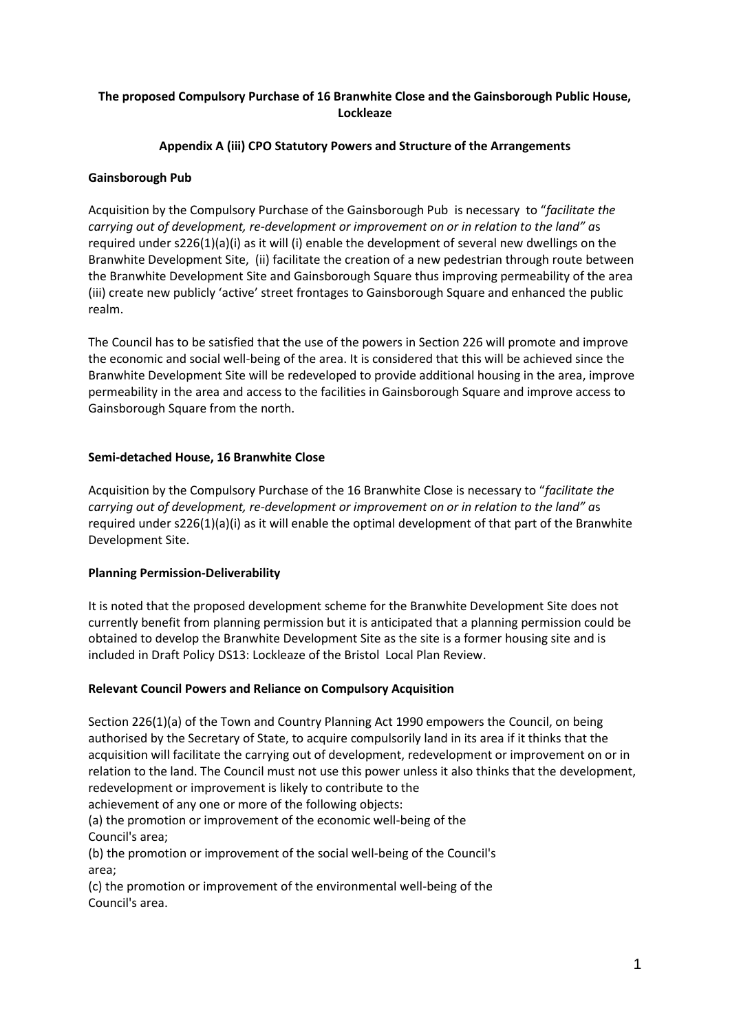**The proposed Compulsory Purchase of 16 Branwhite Close and the Gainsborough Public House, Lockleaze**

**Appendix A (iii) CPO Statutory Powers and Structure of the Arrangements**

**Gainsborough Pub**

Acquisition by the Compulsory Purchase of the Gainsborough Pub is necessary to "*facilitate the carrying out of development, re-development or improvement on or in relation to the land" a*s required under s226(1)(a)(i) as it will (i) enable the development of several new dwellings on the Branwhite Development Site, (ii) facilitate the creation of a new pedestrian through route between the Branwhite Development Site and Gainsborough Square thus improving permeability of the area (iii) create new publicly 'active' street frontages to Gainsborough Square and enhanced the public realm.

The Council has to be satisfied that the use of the powers in Section 226 will promote and improve the economic and social well-being of the area. It is considered that this will be achieved since the Branwhite Development Site will be redeveloped to provide additional housing in the area, improve permeability in the area and access to the facilities in Gainsborough Square and improve access to Gainsborough Square from the north.

**Semi-detached House, 16 Branwhite Close**

Acquisition by the Compulsory Purchase of the 16 Branwhite Close is necessary to "*facilitate the carrying out of development, re-development or improvement on or in relation to the land" a*s required under s226(1)(a)(i) as it will enable the optimal development of that part of the Branwhite Development Site.

**Planning Permission-Deliverability**

It is noted that the proposed development scheme for the Branwhite Development Site does not currently benefit from planning permission but it is anticipated that a planning permission could be obtained to develop the Branwhite Development Site as the site is a former housing site and is included in Draft Policy DS13: Lockleaze of the Bristol Local Plan Review.

**Relevant Council Powers and Reliance on Compulsory Acquisition**

Section 226(1)(a) of the Town and Country Planning Act 1990 empowers the Council, on being authorised by the Secretary of State, to acquire compulsorily land in its area if it thinks that the acquisition will facilitate the carrying out of development, redevelopment or improvement on or in relation to the land. The Council must not use this power unless it also thinks that the development, redevelopment or improvement is likely to contribute to the achievement of any one or more of the following objects:

(a) the promotion or improvement of the economic well-being of the Council's area;

(b) the promotion or improvement of the social well-being of the Council's area;

(c) the promotion or improvement of the environmental well-being of the Council's area.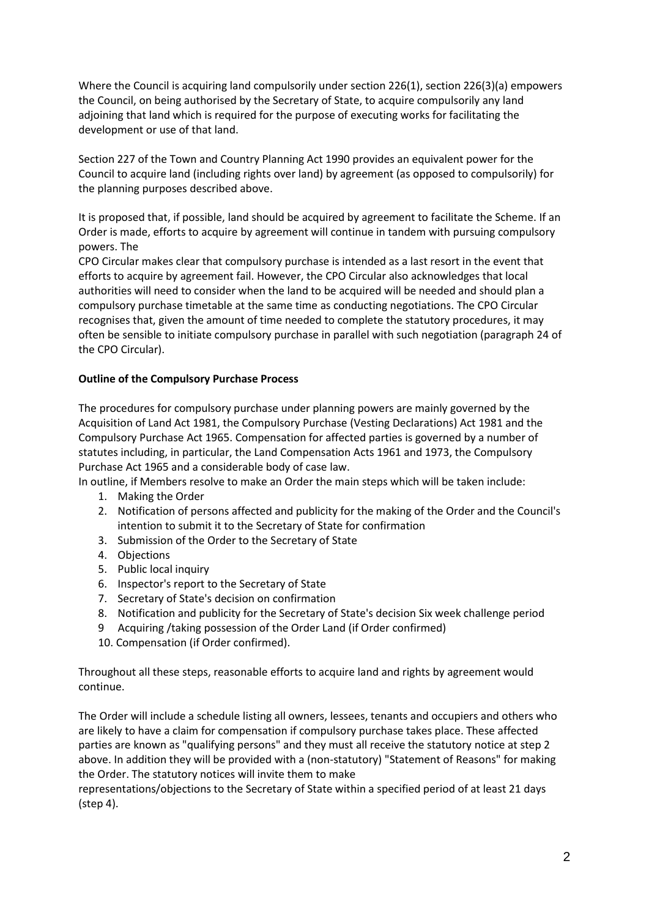Where the Council is acquiring land compulsorily under section 226(1), section 226(3)(a) empowers the Council, on being authorised by the Secretary of State, to acquire compulsorily any land adjoining that land which is required for the purpose of executing works for facilitating the development or use of that land.

Section 227 of the Town and Country Planning Act 1990 provides an equivalent power for the Council to acquire land (including rights over land) by agreement (as opposed to compulsorily) for the planning purposes described above.

It is proposed that, if possible, land should be acquired by agreement to facilitate the Scheme. If an Order is made, efforts to acquire by agreement will continue in tandem with pursuing compulsory powers. The
CPO Circular makes clear that compulsory purchase is intended as a last resort in the event that efforts to acquire by agreement fail. However, the CPO Circular also acknowledges that local authorities will need to consider when the land to be acquired will be needed and should plan a compulsory purchase timetable at the same time as conducting negotiations. The CPO Circular recognises that, given the amount of time needed to complete the statutory procedures, it may often be sensible to initiate compulsory purchase in parallel with such negotiation (paragraph 24 of the CPO Circular).

**Outline of the Compulsory Purchase Process**

The procedures for compulsory purchase under planning powers are mainly governed by the Acquisition of Land Act 1981, the Compulsory Purchase (Vesting Declarations) Act 1981 and the Compulsory Purchase Act 1965. Compensation for affected parties is governed by a number of statutes including, in particular, the Land Compensation Acts 1961 and 1973, the Compulsory Purchase Act 1965 and a considerable body of case law.
In outline, if Members resolve to make an Order the main steps which will be taken include:

1. Making the Order
2. Notification of persons affected and publicity for the making of the Order and the Council's intention to submit it to the Secretary of State for confirmation
3. Submission of the Order to the Secretary of State
4. Objections
5. Public local inquiry
6. Inspector's report to the Secretary of State
7. Secretary of State's decision on confirmation
8. Notification and publicity for the Secretary of State's decision Six week challenge period
9. Acquiring /taking possession of the Order Land (if Order confirmed)
10. Compensation (if Order confirmed).

Throughout all these steps, reasonable efforts to acquire land and rights by agreement would continue.

The Order will include a schedule listing all owners, lessees, tenants and occupiers and others who are likely to have a claim for compensation if compulsory purchase takes place. These affected parties are known as "qualifying persons" and they must all receive the statutory notice at step 2 above. In addition they will be provided with a (non-statutory) "Statement of Reasons" for making the Order. The statutory notices will invite them to make
representations/objections to the Secretary of State within a specified period of at least 21 days (step 4).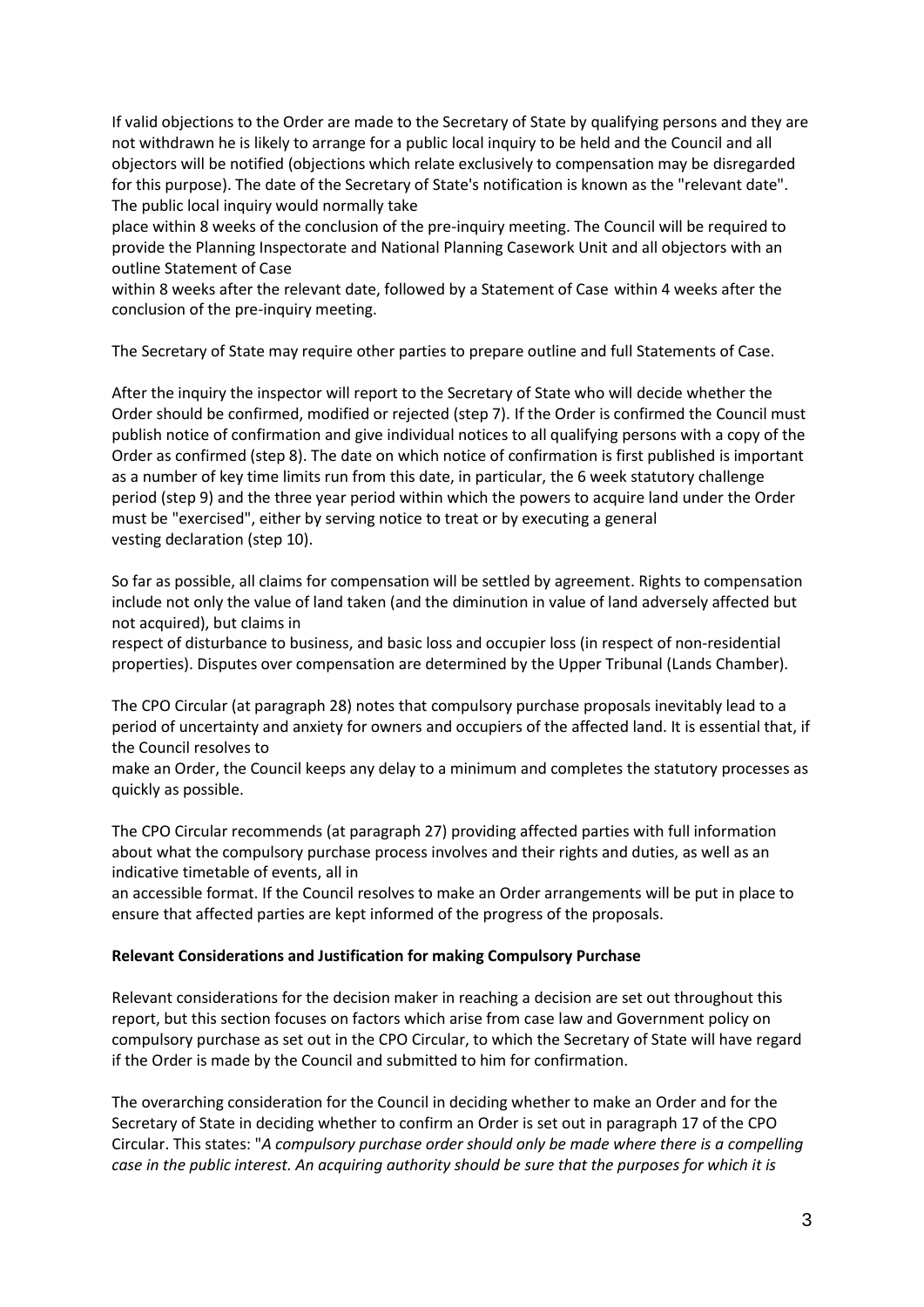If valid objections to the Order are made to the Secretary of State by qualifying persons and they are not withdrawn he is likely to arrange for a public local inquiry to be held and the Council and all objectors will be notified (objections which relate exclusively to compensation may be disregarded for this purpose). The date of the Secretary of State's notification is known as the "relevant date". The public local inquiry would normally take place within 8 weeks of the conclusion of the pre-inquiry meeting. The Council will be required to provide the Planning Inspectorate and National Planning Casework Unit and all objectors with an outline Statement of Case within 8 weeks after the relevant date, followed by a Statement of Case within 4 weeks after the conclusion of the pre-inquiry meeting.

The Secretary of State may require other parties to prepare outline and full Statements of Case.

After the inquiry the inspector will report to the Secretary of State who will decide whether the Order should be confirmed, modified or rejected (step 7). If the Order is confirmed the Council must publish notice of confirmation and give individual notices to all qualifying persons with a copy of the Order as confirmed (step 8). The date on which notice of confirmation is first published is important as a number of key time limits run from this date, in particular, the 6 week statutory challenge period (step 9) and the three year period within which the powers to acquire land under the Order must be "exercised", either by serving notice to treat or by executing a general vesting declaration (step 10).

So far as possible, all claims for compensation will be settled by agreement. Rights to compensation include not only the value of land taken (and the diminution in value of land adversely affected but not acquired), but claims in respect of disturbance to business, and basic loss and occupier loss (in respect of non-residential properties). Disputes over compensation are determined by the Upper Tribunal (Lands Chamber).

The CPO Circular (at paragraph 28) notes that compulsory purchase proposals inevitably lead to a period of uncertainty and anxiety for owners and occupiers of the affected land. It is essential that, if the Council resolves to make an Order, the Council keeps any delay to a minimum and completes the statutory processes as quickly as possible.

The CPO Circular recommends (at paragraph 27) providing affected parties with full information about what the compulsory purchase process involves and their rights and duties, as well as an indicative timetable of events, all in an accessible format. If the Council resolves to make an Order arrangements will be put in place to ensure that affected parties are kept informed of the progress of the proposals.

**Relevant Considerations and Justification for making Compulsory Purchase**

Relevant considerations for the decision maker in reaching a decision are set out throughout this report, but this section focuses on factors which arise from case law and Government policy on compulsory purchase as set out in the CPO Circular, to which the Secretary of State will have regard if the Order is made by the Council and submitted to him for confirmation.

The overarching consideration for the Council in deciding whether to make an Order and for the Secretary of State in deciding whether to confirm an Order is set out in paragraph 17 of the CPO Circular. This states: "*A compulsory purchase order should only be made where there is a compelling case in the public interest. An acquiring authority should be sure that the purposes for which it is*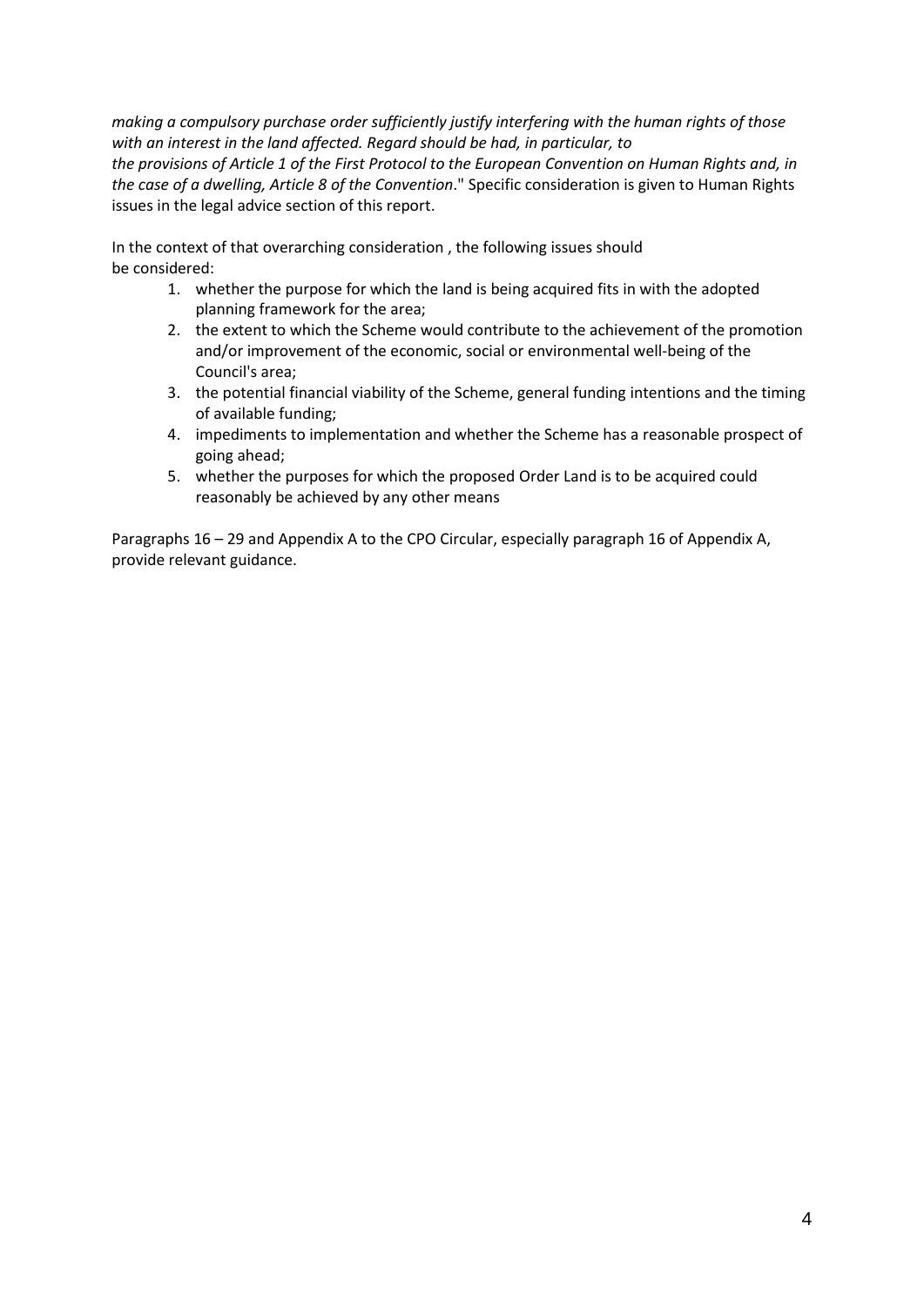*making a compulsory purchase order sufficiently justify interfering with the human rights of those with an interest in the land affected. Regard should be had, in particular, to the provisions of Article 1 of the First Protocol to the European Convention on Human Rights and, in the case of a dwelling, Article 8 of the Convention*." Specific consideration is given to Human Rights issues in the legal advice section of this report.

In the context of that overarching consideration , the following issues should be considered:

1. whether the purpose for which the land is being acquired fits in with the adopted planning framework for the area;
2. the extent to which the Scheme would contribute to the achievement of the promotion and/or improvement of the economic, social or environmental well-being of the Council's area;
3. the potential financial viability of the Scheme, general funding intentions and the timing of available funding;
4. impediments to implementation and whether the Scheme has a reasonable prospect of going ahead;
5. whether the purposes for which the proposed Order Land is to be acquired could reasonably be achieved by any other means

Paragraphs 16 – 29 and Appendix A to the CPO Circular, especially paragraph 16 of Appendix A, provide relevant guidance.